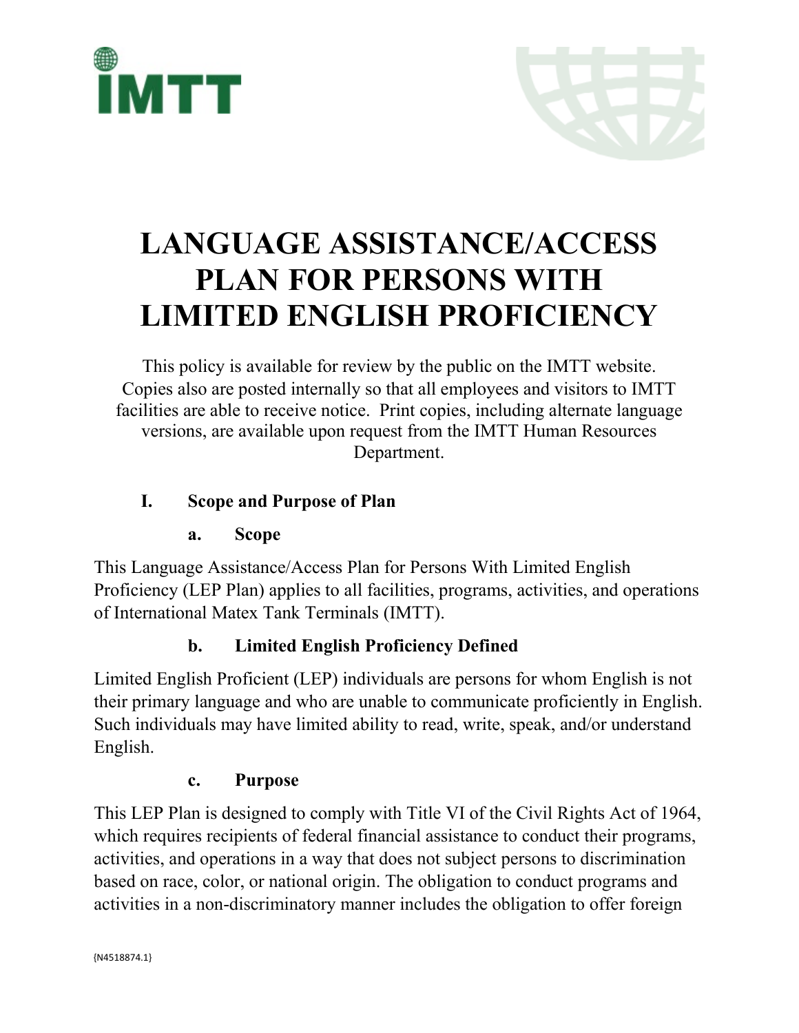# LANGUAGE ASSISTANCE/ACCESS PLAN FOR PERSONS WITH LIMITED ENGLISH PROFICIENCY

This policy is available for review by the public on the IMTT website. Copies also are posted internally so that all employees and visitors to IMTT facilities are able to receive notice. Print copies, including alternate language versions, are available upon request from the IMTT Human Resources Department.

## I. Scope and Purpose of Plan

### a. Scope

This Language Assistance/Access Plan for Persons With Limited English Proficiency (LEP Plan) applies to all facilities, programs, activities, and operations of International Matex Tank Terminals (IMTT).

### b. Limited English Proficiency Defined

Limited English Proficient (LEP) individuals are persons for whom English is not their primary language and who are unable to communicate proficiently in English. Such individuals may have limited ability to read, write, speak, and/or understand English.

### c. Purpose

This LEP Plan is designed to comply with Title VI of the Civil Rights Act of 1964, which requires recipients of federal financial assistance to conduct their programs, activities, and operations in a way that does not subject persons to discrimination based on race, color, or national origin. The obligation to conduct programs and activities in a non-discriminatory manner includes the obligation to offer foreign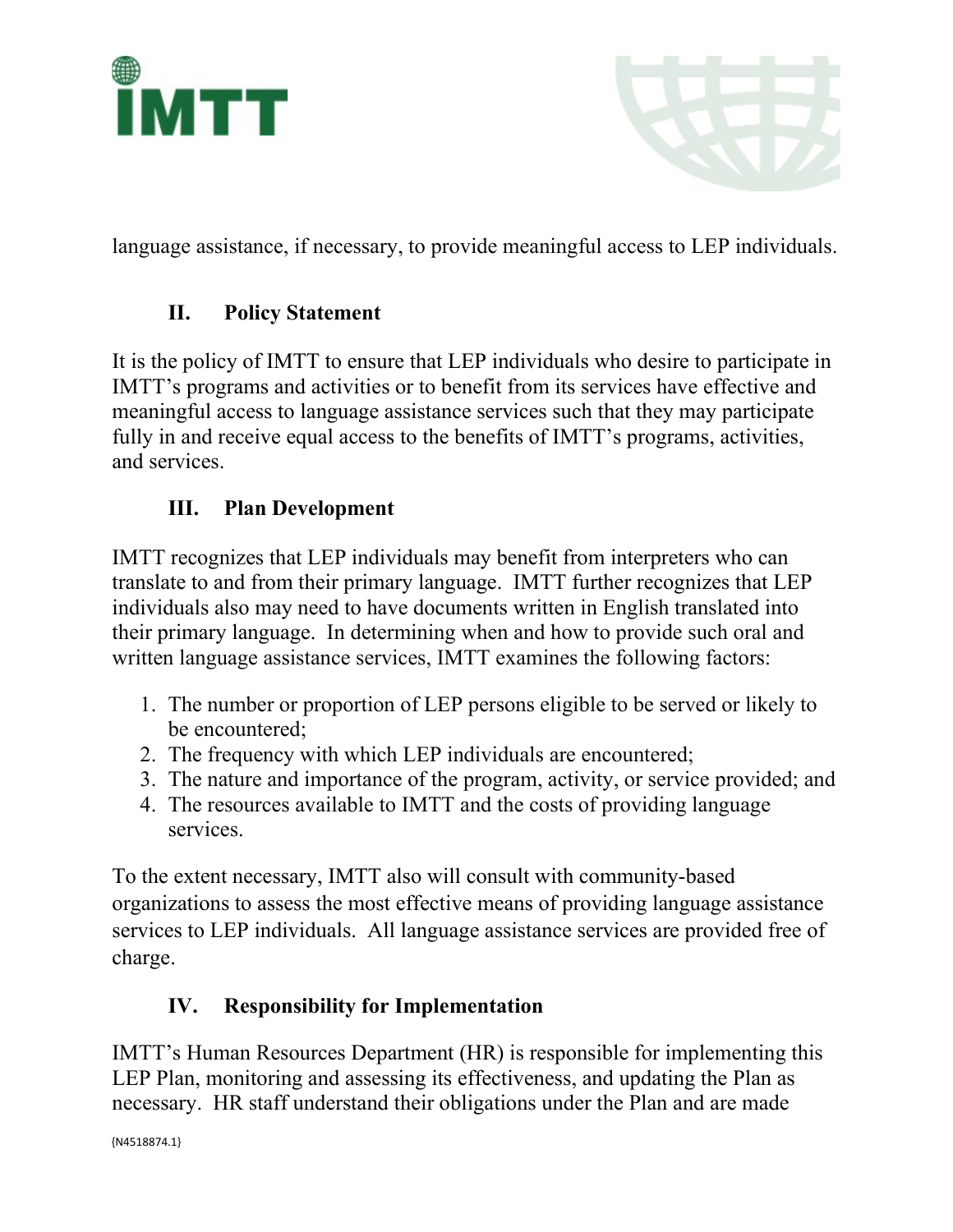language assistance, if necessary, to provide meaningful access to LEP individuals.

## II. Policy Statement

It is the policy of IMTT to ensure that LEP individuals who desire to participate in IMTT's programs and activities or to benefit from its services have effective and meaningful access to language assistance services such that they may participate fully in and receive equal access to the benefits of IMTT's programs, activities, and services.

## III. Plan Development

IMTT recognizes that LEP individuals may benefit from interpreters who can translate to and from their primary language. IMTT further recognizes that LEP individuals also may need to have documents written in English translated into their primary language. In determining when and how to provide such oral and written language assistance services, IMTT examines the following factors:

1. The number or proportion of LEP persons eligible to be served or likely to be encountered;
2. The frequency with which LEP individuals are encountered;
3. The nature and importance of the program, activity, or service provided; and
4. The resources available to IMTT and the costs of providing language services.

To the extent necessary, IMTT also will consult with community-based organizations to assess the most effective means of providing language assistance services to LEP individuals. All language assistance services are provided free of charge.

## IV. Responsibility for Implementation

IMTT's Human Resources Department (HR) is responsible for implementing this LEP Plan, monitoring and assessing its effectiveness, and updating the Plan as necessary. HR staff understand their obligations under the Plan and are made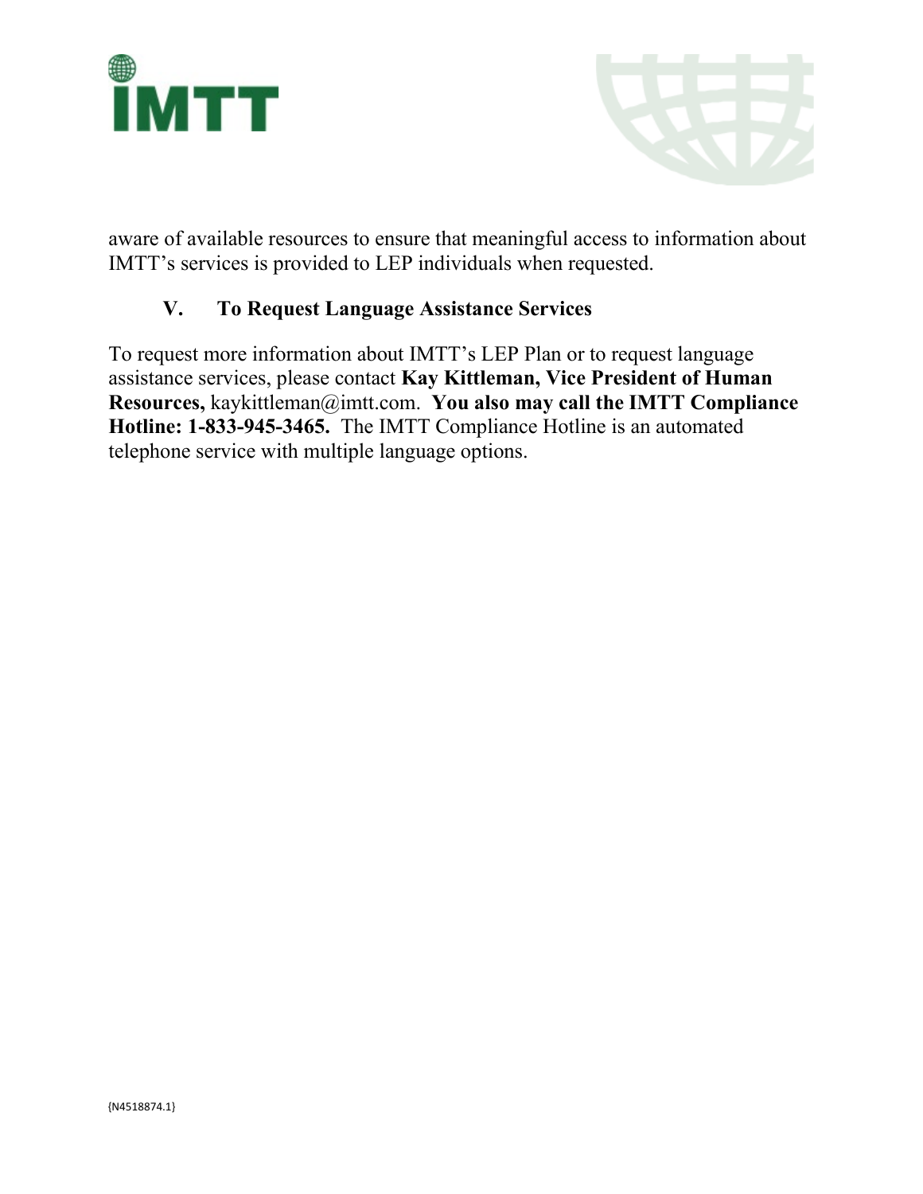aware of available resources to ensure that meaningful access to information about IMTT's services is provided to LEP individuals when requested.

## V. To Request Language Assistance Services

To request more information about IMTT's LEP Plan or to request language assistance services, please contact **Kay Kittleman, Vice President of Human Resources,** kaykittleman@imtt.com. **You also may call the IMTT Compliance Hotline: 1-833-945-3465.** The IMTT Compliance Hotline is an automated telephone service with multiple language options.